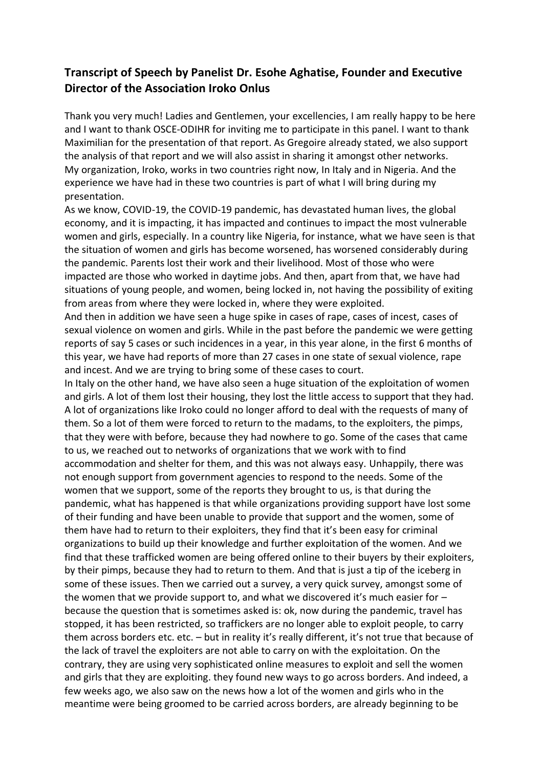**Transcript of Speech by Panelist Dr. Esohe Aghatise, Founder and Executive Director of the Association Iroko Onlus**

Thank you very much! Ladies and Gentlemen, your excellencies, I am really happy to be here and I want to thank OSCE-ODIHR for inviting me to participate in this panel. I want to thank Maximilian for the presentation of that report. As Gregoire already stated, we also support the analysis of that report and we will also assist in sharing it amongst other networks. My organization, Iroko, works in two countries right now, In Italy and in Nigeria. And the experience we have had in these two countries is part of what I will bring during my presentation.

As we know, COVID-19, the COVID-19 pandemic, has devastated human lives, the global economy, and it is impacting, it has impacted and continues to impact the most vulnerable women and girls, especially. In a country like Nigeria, for instance, what we have seen is that the situation of women and girls has become worsened, has worsened considerably during the pandemic. Parents lost their work and their livelihood. Most of those who were impacted are those who worked in daytime jobs. And then, apart from that, we have had situations of young people, and women, being locked in, not having the possibility of exiting from areas from where they were locked in, where they were exploited.

And then in addition we have seen a huge spike in cases of rape, cases of incest, cases of sexual violence on women and girls. While in the past before the pandemic we were getting reports of say 5 cases or such incidences in a year, in this year alone, in the first 6 months of this year, we have had reports of more than 27 cases in one state of sexual violence, rape and incest. And we are trying to bring some of these cases to court.

In Italy on the other hand, we have also seen a huge situation of the exploitation of women and girls. A lot of them lost their housing, they lost the little access to support that they had. A lot of organizations like Iroko could no longer afford to deal with the requests of many of them. So a lot of them were forced to return to the madams, to the exploiters, the pimps, that they were with before, because they had nowhere to go. Some of the cases that came to us, we reached out to networks of organizations that we work with to find accommodation and shelter for them, and this was not always easy. Unhappily, there was not enough support from government agencies to respond to the needs. Some of the women that we support, some of the reports they brought to us, is that during the pandemic, what has happened is that while organizations providing support have lost some of their funding and have been unable to provide that support and the women, some of them have had to return to their exploiters, they find that it's been easy for criminal organizations to build up their knowledge and further exploitation of the women. And we find that these trafficked women are being offered online to their buyers by their exploiters, by their pimps, because they had to return to them. And that is just a tip of the iceberg in some of these issues. Then we carried out a survey, a very quick survey, amongst some of the women that we provide support to, and what we discovered it's much easier for – because the question that is sometimes asked is: ok, now during the pandemic, travel has stopped, it has been restricted, so traffickers are no longer able to exploit people, to carry them across borders etc. etc. – but in reality it's really different, it's not true that because of the lack of travel the exploiters are not able to carry on with the exploitation. On the contrary, they are using very sophisticated online measures to exploit and sell the women and girls that they are exploiting. they found new ways to go across borders. And indeed, a few weeks ago, we also saw on the news how a lot of the women and girls who in the meantime were being groomed to be carried across borders, are already beginning to be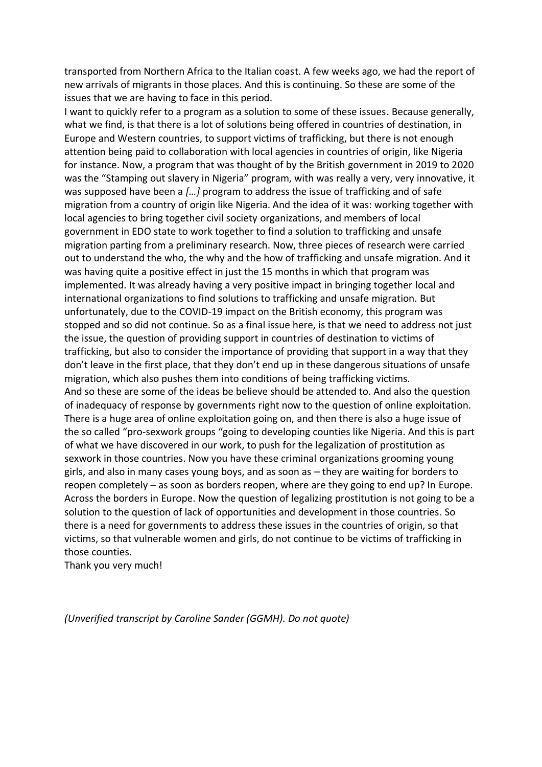transported from Northern Africa to the Italian coast. A few weeks ago, we had the report of new arrivals of migrants in those places. And this is continuing. So these are some of the issues that we are having to face in this period.

I want to quickly refer to a program as a solution to some of these issues. Because generally, what we find, is that there is a lot of solutions being offered in countries of destination, in Europe and Western countries, to support victims of trafficking, but there is not enough attention being paid to collaboration with local agencies in countries of origin, like Nigeria for instance. Now, a program that was thought of by the British government in 2019 to 2020 was the "Stamping out slavery in Nigeria" program, with was really a very, very innovative, it was supposed have been a *[…]* program to address the issue of trafficking and of safe migration from a country of origin like Nigeria. And the idea of it was: working together with local agencies to bring together civil society organizations, and members of local government in EDO state to work together to find a solution to trafficking and unsafe migration parting from a preliminary research. Now, three pieces of research were carried out to understand the who, the why and the how of trafficking and unsafe migration. And it was having quite a positive effect in just the 15 months in which that program was implemented. It was already having a very positive impact in bringing together local and international organizations to find solutions to trafficking and unsafe migration. But unfortunately, due to the COVID-19 impact on the British economy, this program was stopped and so did not continue. So as a final issue here, is that we need to address not just the issue, the question of providing support in countries of destination to victims of trafficking, but also to consider the importance of providing that support in a way that they don't leave in the first place, that they don't end up in these dangerous situations of unsafe migration, which also pushes them into conditions of being trafficking victims.

And so these are some of the ideas be believe should be attended to. And also the question of inadequacy of response by governments right now to the question of online exploitation. There is a huge area of online exploitation going on, and then there is also a huge issue of the so called "pro-sexwork groups "going to developing counties like Nigeria. And this is part of what we have discovered in our work, to push for the legalization of prostitution as sexwork in those countries. Now you have these criminal organizations grooming young girls, and also in many cases young boys, and as soon as – they are waiting for borders to reopen completely – as soon as borders reopen, where are they going to end up? In Europe. Across the borders in Europe. Now the question of legalizing prostitution is not going to be a solution to the question of lack of opportunities and development in those countries. So there is a need for governments to address these issues in the countries of origin, so that victims, so that vulnerable women and girls, do not continue to be victims of trafficking in those counties.

Thank you very much!

*(Unverified transcript by Caroline Sander (GGMH). Do not quote)*